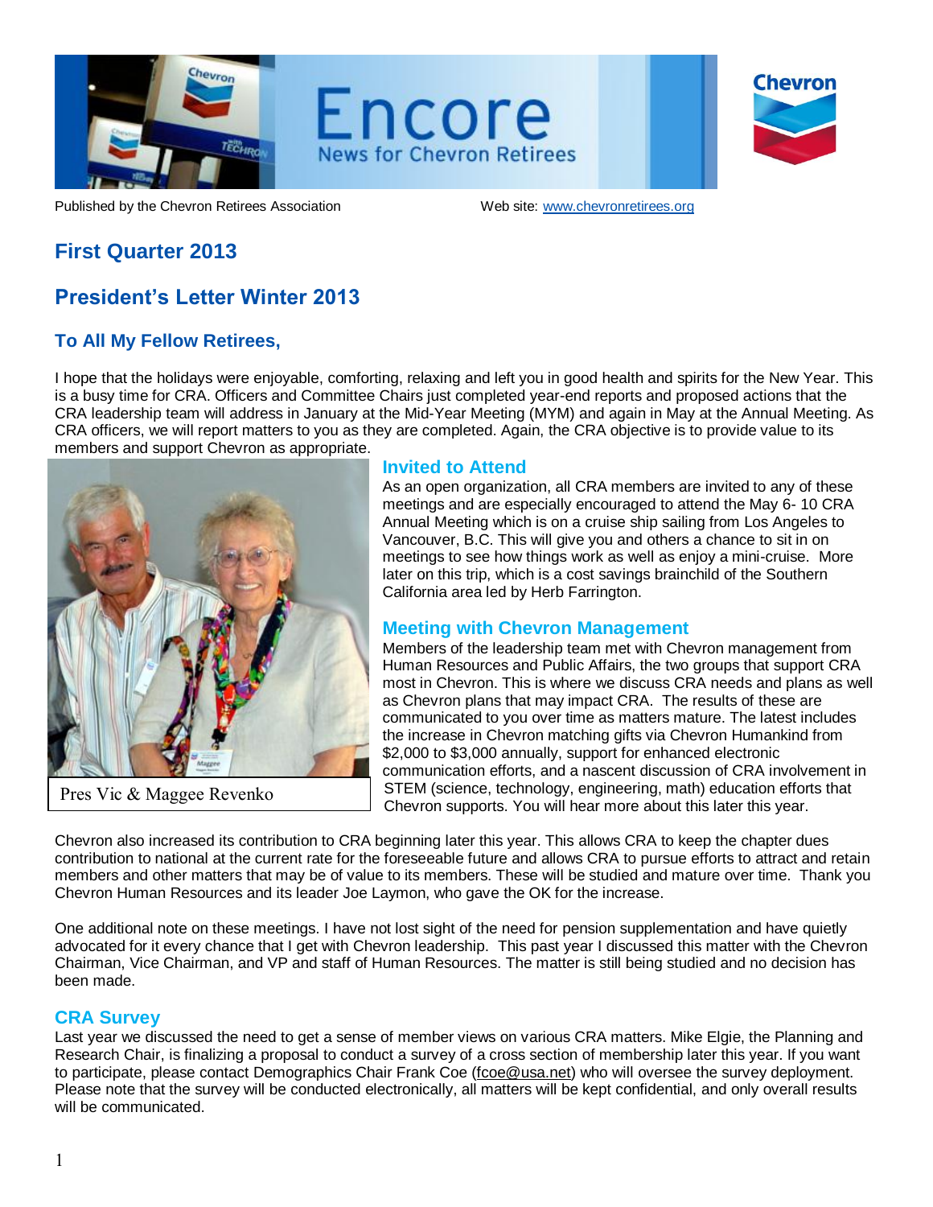# Encore

News for Chevron Retirees

Published by the Chevron Retirees Association

Web site: www.chevronretirees.org

## First Quarter 2013

## President's Letter Winter 2013

### To All My Fellow Retirees,

I hope that the holidays were enjoyable, comforting, relaxing and left you in good health and spirits for the New Year. This is a busy time for CRA. Officers and Committee Chairs just completed year-end reports and proposed actions that the CRA leadership team will address in January at the Mid-Year Meeting (MYM) and again in May at the Annual Meeting. As CRA officers, we will report matters to you as they are completed. Again, the CRA objective is to provide value to its members and support Chevron as appropriate.

Pres Vic & Maggee Revenko

### Invited to Attend

As an open organization, all CRA members are invited to any of these meetings and are especially encouraged to attend the May 6- 10 CRA Annual Meeting which is on a cruise ship sailing from Los Angeles to Vancouver, B.C. This will give you and others a chance to sit in on meetings to see how things work as well as enjoy a mini-cruise. More later on this trip, which is a cost savings brainchild of the Southern California area led by Herb Farrington.

### Meeting with Chevron Management

Members of the leadership team met with Chevron management from Human Resources and Public Affairs, the two groups that support CRA most in Chevron. This is where we discuss CRA needs and plans as well as Chevron plans that may impact CRA. The results of these are communicated to you over time as matters mature. The latest includes the increase in Chevron matching gifts via Chevron Humankind from $2,000 to $3,000 annually, support for enhanced electronic communication efforts, and a nascent discussion of CRA involvement in STEM (science, technology, engineering, math) education efforts that Chevron supports. You will hear more about this later this year.

Chevron also increased its contribution to CRA beginning later this year. This allows CRA to keep the chapter dues contribution to national at the current rate for the foreseeable future and allows CRA to pursue efforts to attract and retain members and other matters that may be of value to its members. These will be studied and mature over time. Thank you Chevron Human Resources and its leader Joe Laymon, who gave the OK for the increase.

One additional note on these meetings. I have not lost sight of the need for pension supplementation and have quietly advocated for it every chance that I get with Chevron leadership. This past year I discussed this matter with the Chevron Chairman, Vice Chairman, and VP and staff of Human Resources. The matter is still being studied and no decision has been made.

### CRA Survey

Last year we discussed the need to get a sense of member views on various CRA matters. Mike Elgie, the Planning and Research Chair, is finalizing a proposal to conduct a survey of a cross section of membership later this year. If you want to participate, please contact Demographics Chair Frank Coe (fcoe@usa.net) who will oversee the survey deployment. Please note that the survey will be conducted electronically, all matters will be kept confidential, and only overall results will be communicated.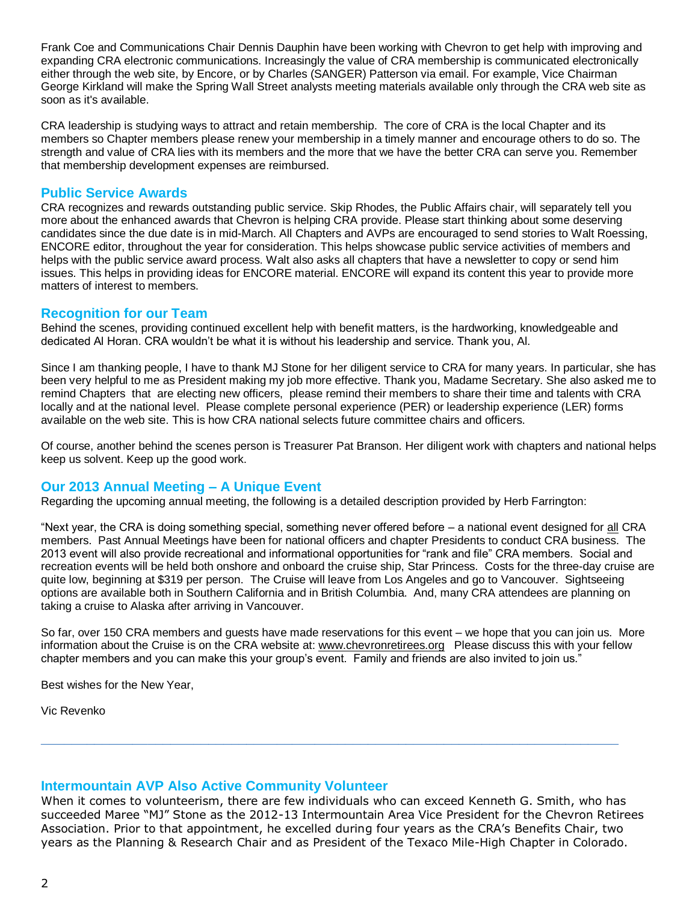Frank Coe and Communications Chair Dennis Dauphin have been working with Chevron to get help with improving and expanding CRA electronic communications. Increasingly the value of CRA membership is communicated electronically either through the web site, by Encore, or by Charles (SANGER) Patterson via email. For example, Vice Chairman George Kirkland will make the Spring Wall Street analysts meeting materials available only through the CRA web site as soon as it's available.

CRA leadership is studying ways to attract and retain membership. The core of CRA is the local Chapter and its members so Chapter members please renew your membership in a timely manner and encourage others to do so. The strength and value of CRA lies with its members and the more that we have the better CRA can serve you. Remember that membership development expenses are reimbursed.

## Public Service Awards

CRA recognizes and rewards outstanding public service. Skip Rhodes, the Public Affairs chair, will separately tell you more about the enhanced awards that Chevron is helping CRA provide. Please start thinking about some deserving candidates since the due date is in mid-March. All Chapters and AVPs are encouraged to send stories to Walt Roessing, ENCORE editor, throughout the year for consideration. This helps showcase public service activities of members and helps with the public service award process. Walt also asks all chapters that have a newsletter to copy or send him issues. This helps in providing ideas for ENCORE material. ENCORE will expand its content this year to provide more matters of interest to members.

## Recognition for our Team

Behind the scenes, providing continued excellent help with benefit matters, is the hardworking, knowledgeable and dedicated Al Horan. CRA wouldn't be what it is without his leadership and service. Thank you, Al.

Since I am thanking people, I have to thank MJ Stone for her diligent service to CRA for many years. In particular, she has been very helpful to me as President making my job more effective. Thank you, Madame Secretary. She also asked me to remind Chapters that are electing new officers, please remind their members to share their time and talents with CRA locally and at the national level. Please complete personal experience (PER) or leadership experience (LER) forms available on the web site. This is how CRA national selects future committee chairs and officers.

Of course, another behind the scenes person is Treasurer Pat Branson. Her diligent work with chapters and national helps keep us solvent. Keep up the good work.

## Our 2013 Annual Meeting – A Unique Event

Regarding the upcoming annual meeting, the following is a detailed description provided by Herb Farrington:

"Next year, the CRA is doing something special, something never offered before – a national event designed for all CRA members. Past Annual Meetings have been for national officers and chapter Presidents to conduct CRA business. The 2013 event will also provide recreational and informational opportunities for "rank and file" CRA members. Social and recreation events will be held both onshore and onboard the cruise ship, Star Princess. Costs for the three-day cruise are quite low, beginning at $319 per person. The Cruise will leave from Los Angeles and go to Vancouver. Sightseeing options are available both in Southern California and in British Columbia. And, many CRA attendees are planning on taking a cruise to Alaska after arriving in Vancouver.

So far, over 150 CRA members and guests have made reservations for this event – we hope that you can join us. More information about the Cruise is on the CRA website at: www.chevronretirees.org Please discuss this with your fellow chapter members and you can make this your group's event. Family and friends are also invited to join us."

Best wishes for the New Year,

Vic Revenko

---

## Intermountain AVP Also Active Community Volunteer

When it comes to volunteerism, there are few individuals who can exceed Kenneth G. Smith, who has succeeded Maree "MJ" Stone as the 2012-13 Intermountain Area Vice President for the Chevron Retirees Association. Prior to that appointment, he excelled during four years as the CRA's Benefits Chair, two years as the Planning & Research Chair and as President of the Texaco Mile-High Chapter in Colorado.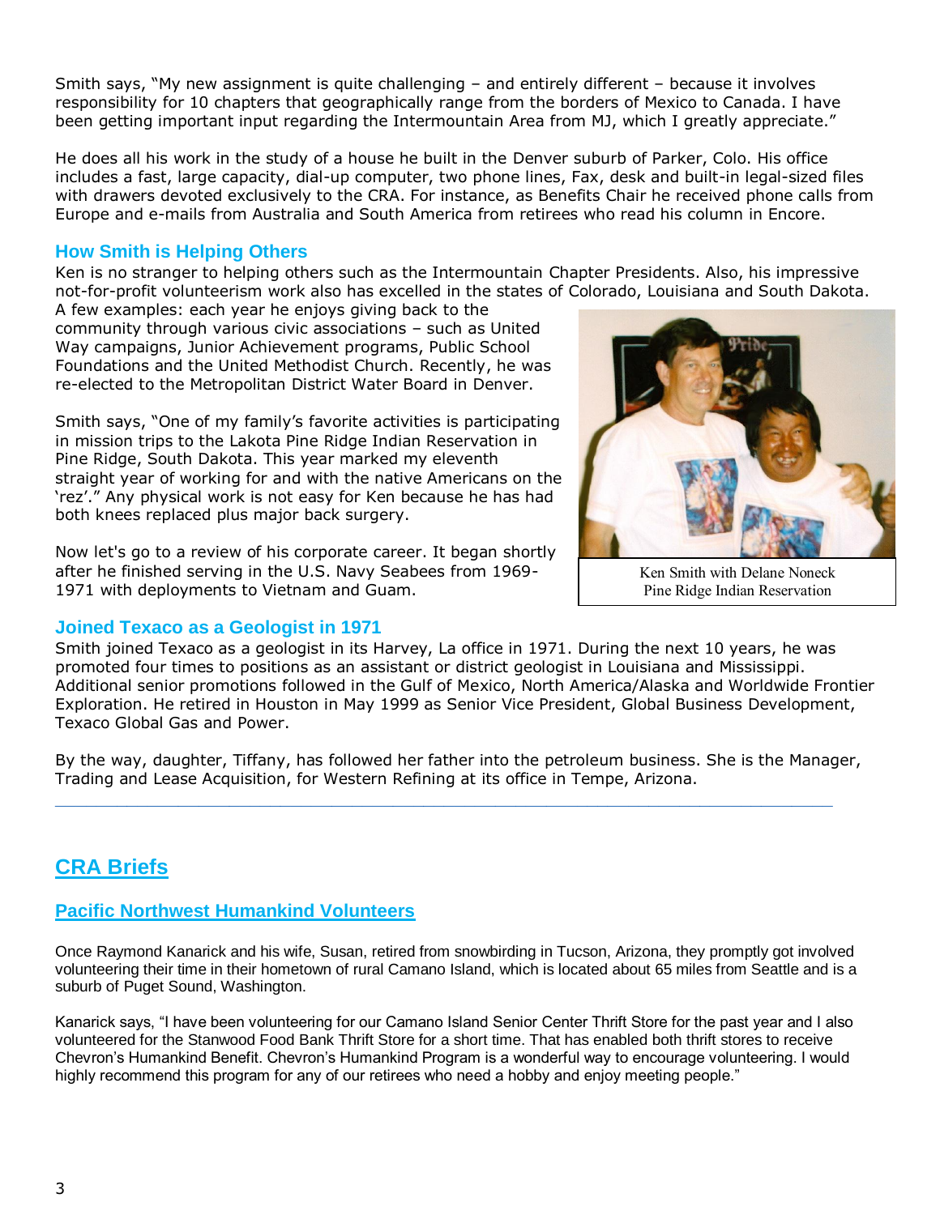Smith says, "My new assignment is quite challenging – and entirely different – because it involves responsibility for 10 chapters that geographically range from the borders of Mexico to Canada. I have been getting important input regarding the Intermountain Area from MJ, which I greatly appreciate."

He does all his work in the study of a house he built in the Denver suburb of Parker, Colo. His office includes a fast, large capacity, dial-up computer, two phone lines, Fax, desk and built-in legal-sized files with drawers devoted exclusively to the CRA. For instance, as Benefits Chair he received phone calls from Europe and e-mails from Australia and South America from retirees who read his column in Encore.

### How Smith is Helping Others

Ken is no stranger to helping others such as the Intermountain Chapter Presidents. Also, his impressive not-for-profit volunteerism work also has excelled in the states of Colorado, Louisiana and South Dakota. A few examples: each year he enjoys giving back to the community through various civic associations – such as United Way campaigns, Junior Achievement programs, Public School Foundations and the United Methodist Church. Recently, he was re-elected to the Metropolitan District Water Board in Denver.

Smith says, "One of my family's favorite activities is participating in mission trips to the Lakota Pine Ridge Indian Reservation in Pine Ridge, South Dakota. This year marked my eleventh straight year of working for and with the native Americans on the 'rez'." Any physical work is not easy for Ken because he has had both knees replaced plus major back surgery.

Ken Smith with Delane Noneck
Pine Ridge Indian Reservation

Now let's go to a review of his corporate career. It began shortly after he finished serving in the U.S. Navy Seabees from 1969-1971 with deployments to Vietnam and Guam.

### Joined Texaco as a Geologist in 1971

Smith joined Texaco as a geologist in its Harvey, La office in 1971. During the next 10 years, he was promoted four times to positions as an assistant or district geologist in Louisiana and Mississippi. Additional senior promotions followed in the Gulf of Mexico, North America/Alaska and Worldwide Frontier Exploration. He retired in Houston in May 1999 as Senior Vice President, Global Business Development, Texaco Global Gas and Power.

By the way, daughter, Tiffany, has followed her father into the petroleum business. She is the Manager, Trading and Lease Acquisition, for Western Refining at its office in Tempe, Arizona.

---

## CRA Briefs

### Pacific Northwest Humankind Volunteers

Once Raymond Kanarick and his wife, Susan, retired from snowbirding in Tucson, Arizona, they promptly got involved volunteering their time in their hometown of rural Camano Island, which is located about 65 miles from Seattle and is a suburb of Puget Sound, Washington.

Kanarick says, "I have been volunteering for our Camano Island Senior Center Thrift Store for the past year and I also volunteered for the Stanwood Food Bank Thrift Store for a short time. That has enabled both thrift stores to receive Chevron's Humankind Benefit. Chevron's Humankind Program is a wonderful way to encourage volunteering. I would highly recommend this program for any of our retirees who need a hobby and enjoy meeting people."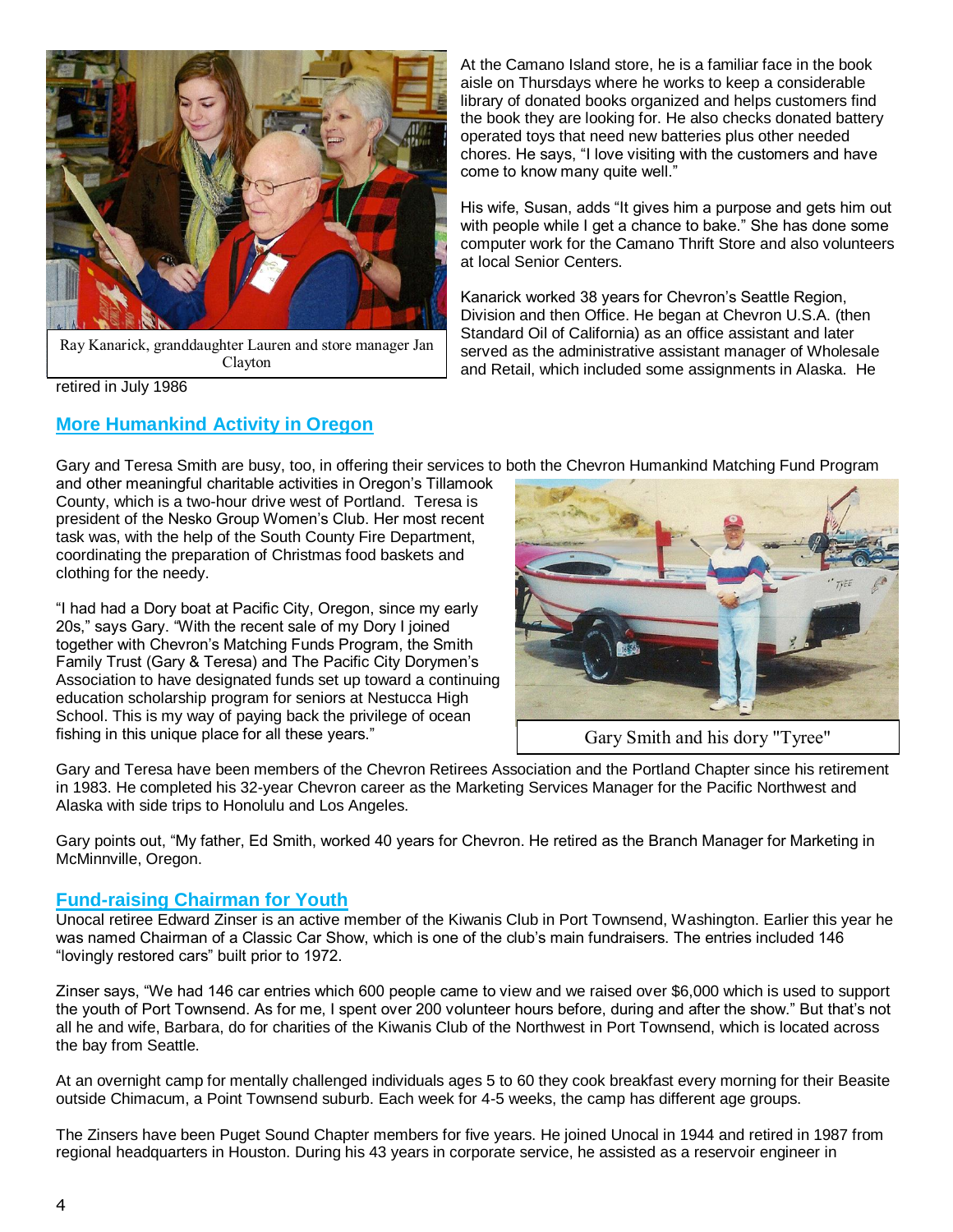Ray Kanarick, granddaughter Lauren and store manager Jan Clayton

At the Camano Island store, he is a familiar face in the book aisle on Thursdays where he works to keep a considerable library of donated books organized and helps customers find the book they are looking for. He also checks donated battery operated toys that need new batteries plus other needed chores. He says, "I love visiting with the customers and have come to know many quite well."

His wife, Susan, adds "It gives him a purpose and gets him out with people while I get a chance to bake." She has done some computer work for the Camano Thrift Store and also volunteers at local Senior Centers.

Kanarick worked 38 years for Chevron's Seattle Region, Division and then Office. He began at Chevron U.S.A. (then Standard Oil of California) as an office assistant and later served as the administrative assistant manager of Wholesale and Retail, which included some assignments in Alaska. He retired in July 1986

## More Humankind Activity in Oregon

Gary and Teresa Smith are busy, too, in offering their services to both the Chevron Humankind Matching Fund Program and other meaningful charitable activities in Oregon's Tillamook County, which is a two-hour drive west of Portland. Teresa is president of the Nesko Group Women's Club. Her most recent task was, with the help of the South County Fire Department, coordinating the preparation of Christmas food baskets and clothing for the needy.

"I had had a Dory boat at Pacific City, Oregon, since my early 20s," says Gary. "With the recent sale of my Dory I joined together with Chevron's Matching Funds Program, the Smith Family Trust (Gary & Teresa) and The Pacific City Dorymen's Association to have designated funds set up toward a continuing education scholarship program for seniors at Nestucca High School. This is my way of paying back the privilege of ocean fishing in this unique place for all these years."

Gary Smith and his dory "Tyree"

Gary and Teresa have been members of the Chevron Retirees Association and the Portland Chapter since his retirement in 1983. He completed his 32-year Chevron career as the Marketing Services Manager for the Pacific Northwest and Alaska with side trips to Honolulu and Los Angeles.

Gary points out, "My father, Ed Smith, worked 40 years for Chevron. He retired as the Branch Manager for Marketing in McMinnville, Oregon.

## Fund-raising Chairman for Youth

Unocal retiree Edward Zinser is an active member of the Kiwanis Club in Port Townsend, Washington. Earlier this year he was named Chairman of a Classic Car Show, which is one of the club's main fundraisers. The entries included 146 "lovingly restored cars" built prior to 1972.

Zinser says, "We had 146 car entries which 600 people came to view and we raised over $6,000 which is used to support the youth of Port Townsend. As for me, I spent over 200 volunteer hours before, during and after the show." But that's not all he and wife, Barbara, do for charities of the Kiwanis Club of the Northwest in Port Townsend, which is located across the bay from Seattle.

At an overnight camp for mentally challenged individuals ages 5 to 60 they cook breakfast every morning for their Beasite outside Chimacum, a Point Townsend suburb. Each week for 4-5 weeks, the camp has different age groups.

The Zinsers have been Puget Sound Chapter members for five years. He joined Unocal in 1944 and retired in 1987 from regional headquarters in Houston. During his 43 years in corporate service, he assisted as a reservoir engineer in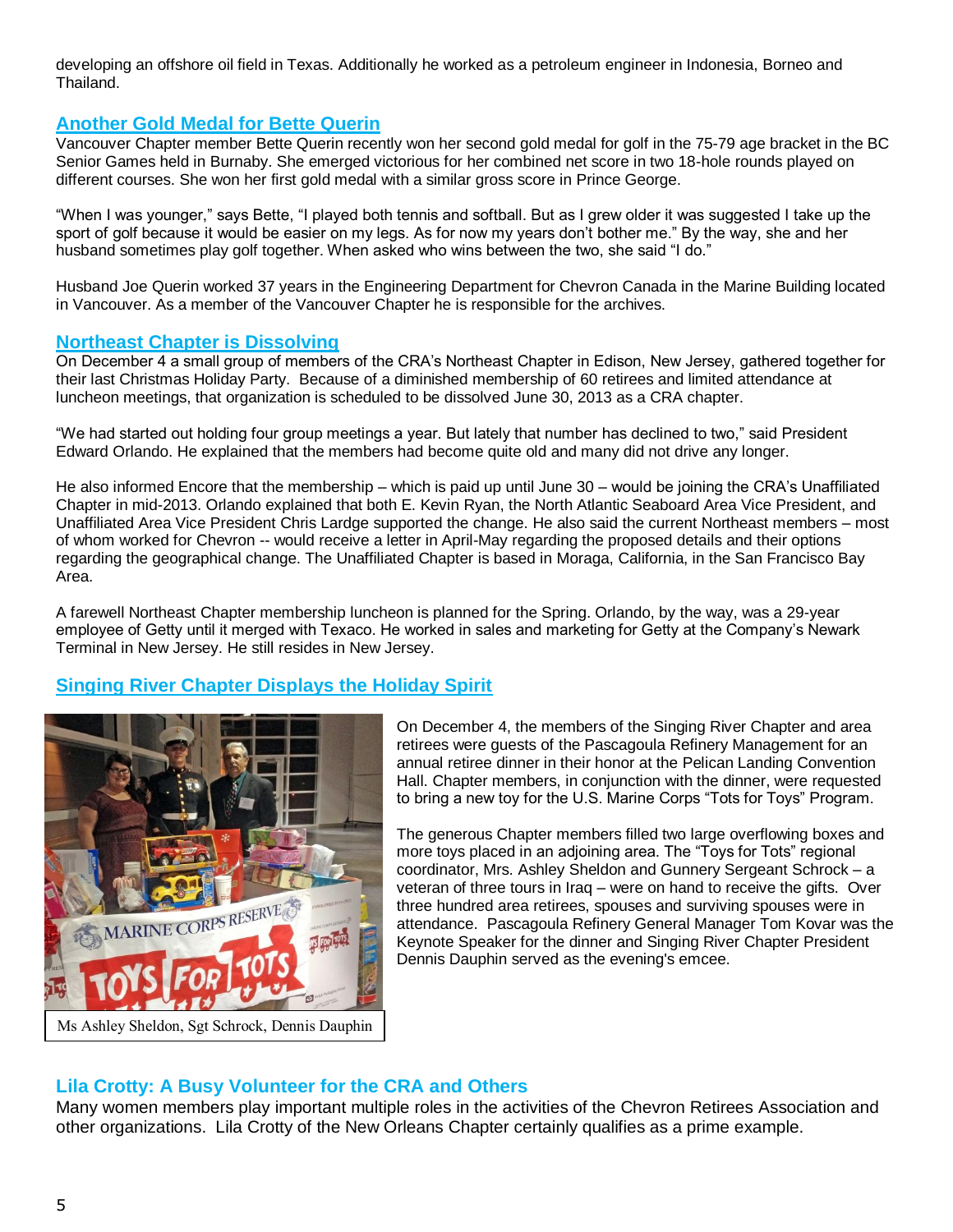developing an offshore oil field in Texas. Additionally he worked as a petroleum engineer in Indonesia, Borneo and Thailand.

## Another Gold Medal for Bette Querin

Vancouver Chapter member Bette Querin recently won her second gold medal for golf in the 75-79 age bracket in the BC Senior Games held in Burnaby. She emerged victorious for her combined net score in two 18-hole rounds played on different courses. She won her first gold medal with a similar gross score in Prince George.

"When I was younger," says Bette, "I played both tennis and softball. But as I grew older it was suggested I take up the sport of golf because it would be easier on my legs. As for now my years don't bother me." By the way, she and her husband sometimes play golf together. When asked who wins between the two, she said "I do."

Husband Joe Querin worked 37 years in the Engineering Department for Chevron Canada in the Marine Building located in Vancouver. As a member of the Vancouver Chapter he is responsible for the archives.

## Northeast Chapter is Dissolving

On December 4 a small group of members of the CRA's Northeast Chapter in Edison, New Jersey, gathered together for their last Christmas Holiday Party. Because of a diminished membership of 60 retirees and limited attendance at luncheon meetings, that organization is scheduled to be dissolved June 30, 2013 as a CRA chapter.

"We had started out holding four group meetings a year. But lately that number has declined to two," said President Edward Orlando. He explained that the members had become quite old and many did not drive any longer.

He also informed Encore that the membership – which is paid up until June 30 – would be joining the CRA's Unaffiliated Chapter in mid-2013. Orlando explained that both E. Kevin Ryan, the North Atlantic Seaboard Area Vice President, and Unaffiliated Area Vice President Chris Lardge supported the change. He also said the current Northeast members – most of whom worked for Chevron -- would receive a letter in April-May regarding the proposed details and their options regarding the geographical change. The Unaffiliated Chapter is based in Moraga, California, in the San Francisco Bay Area.

A farewell Northeast Chapter membership luncheon is planned for the Spring. Orlando, by the way, was a 29-year employee of Getty until it merged with Texaco. He worked in sales and marketing for Getty at the Company's Newark Terminal in New Jersey. He still resides in New Jersey.

## Singing River Chapter Displays the Holiday Spirit

Ms Ashley Sheldon, Sgt Schrock, Dennis Dauphin

On December 4, the members of the Singing River Chapter and area retirees were guests of the Pascagoula Refinery Management for an annual retiree dinner in their honor at the Pelican Landing Convention Hall. Chapter members, in conjunction with the dinner, were requested to bring a new toy for the U.S. Marine Corps "Tots for Toys" Program.

The generous Chapter members filled two large overflowing boxes and more toys placed in an adjoining area. The "Toys for Tots" regional coordinator, Mrs. Ashley Sheldon and Gunnery Sergeant Schrock – a veteran of three tours in Iraq – were on hand to receive the gifts. Over three hundred area retirees, spouses and surviving spouses were in attendance. Pascagoula Refinery General Manager Tom Kovar was the Keynote Speaker for the dinner and Singing River Chapter President Dennis Dauphin served as the evening's emcee.

## Lila Crotty: A Busy Volunteer for the CRA and Others

Many women members play important multiple roles in the activities of the Chevron Retirees Association and other organizations. Lila Crotty of the New Orleans Chapter certainly qualifies as a prime example.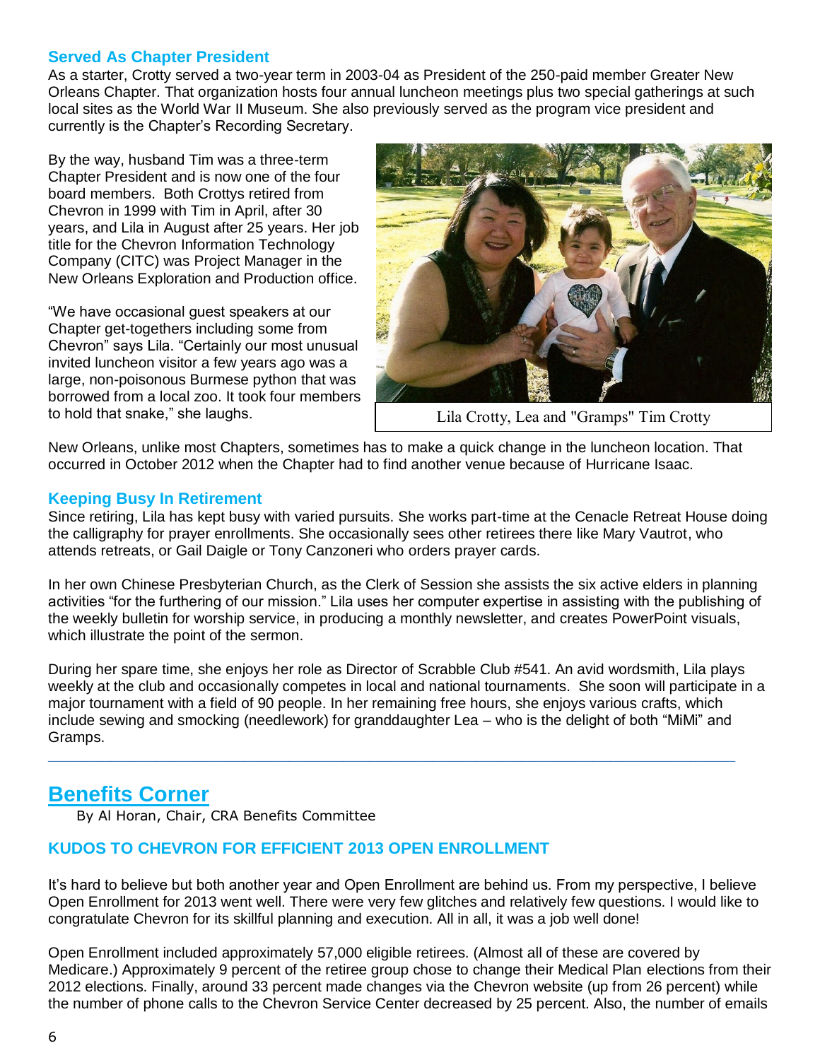### Served As Chapter President

As a starter, Crotty served a two-year term in 2003-04 as President of the 250-paid member Greater New Orleans Chapter. That organization hosts four annual luncheon meetings plus two special gatherings at such local sites as the World War II Museum. She also previously served as the program vice president and currently is the Chapter's Recording Secretary.

By the way, husband Tim was a three-term Chapter President and is now one of the four board members. Both Crottys retired from Chevron in 1999 with Tim in April, after 30 years, and Lila in August after 25 years. Her job title for the Chevron Information Technology Company (CITC) was Project Manager in the New Orleans Exploration and Production office.

"We have occasional guest speakers at our Chapter get-togethers including some from Chevron" says Lila. "Certainly our most unusual invited luncheon visitor a few years ago was a large, non-poisonous Burmese python that was borrowed from a local zoo. It took four members to hold that snake," she laughs.

Lila Crotty, Lea and "Gramps" Tim Crotty

New Orleans, unlike most Chapters, sometimes has to make a quick change in the luncheon location. That occurred in October 2012 when the Chapter had to find another venue because of Hurricane Isaac.

### Keeping Busy In Retirement

Since retiring, Lila has kept busy with varied pursuits. She works part-time at the Cenacle Retreat House doing the calligraphy for prayer enrollments. She occasionally sees other retirees there like Mary Vautrot, who attends retreats, or Gail Daigle or Tony Canzoneri who orders prayer cards.

In her own Chinese Presbyterian Church, as the Clerk of Session she assists the six active elders in planning activities "for the furthering of our mission." Lila uses her computer expertise in assisting with the publishing of the weekly bulletin for worship service, in producing a monthly newsletter, and creates PowerPoint visuals, which illustrate the point of the sermon.

During her spare time, she enjoys her role as Director of Scrabble Club #541. An avid wordsmith, Lila plays weekly at the club and occasionally competes in local and national tournaments. She soon will participate in a major tournament with a field of 90 people. In her remaining free hours, she enjoys various crafts, which include sewing and smocking (needlework) for granddaughter Lea – who is the delight of both "MiMi" and Gramps.

---

## Benefits Corner

By Al Horan, Chair, CRA Benefits Committee

### KUDOS TO CHEVRON FOR EFFICIENT 2013 OPEN ENROLLMENT

It's hard to believe but both another year and Open Enrollment are behind us. From my perspective, I believe Open Enrollment for 2013 went well. There were very few glitches and relatively few questions. I would like to congratulate Chevron for its skillful planning and execution. All in all, it was a job well done!

Open Enrollment included approximately 57,000 eligible retirees. (Almost all of these are covered by Medicare.) Approximately 9 percent of the retiree group chose to change their Medical Plan elections from their 2012 elections. Finally, around 33 percent made changes via the Chevron website (up from 26 percent) while the number of phone calls to the Chevron Service Center decreased by 25 percent. Also, the number of emails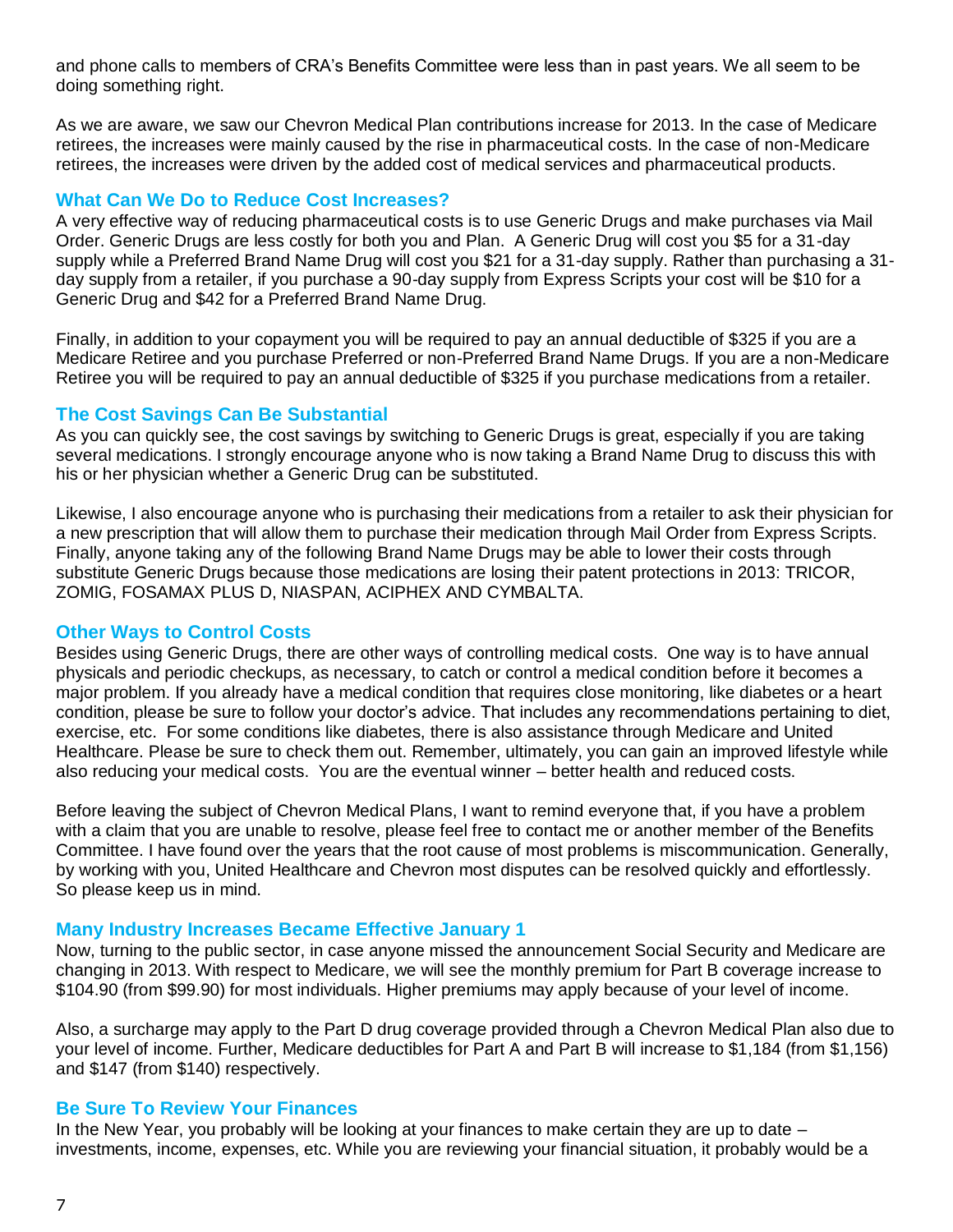and phone calls to members of CRA's Benefits Committee were less than in past years. We all seem to be doing something right.

As we are aware, we saw our Chevron Medical Plan contributions increase for 2013. In the case of Medicare retirees, the increases were mainly caused by the rise in pharmaceutical costs. In the case of non-Medicare retirees, the increases were driven by the added cost of medical services and pharmaceutical products.

## What Can We Do to Reduce Cost Increases?

A very effective way of reducing pharmaceutical costs is to use Generic Drugs and make purchases via Mail Order. Generic Drugs are less costly for both you and Plan. A Generic Drug will cost you $5 for a 31-day supply while a Preferred Brand Name Drug will cost you $21 for a 31-day supply. Rather than purchasing a 31-day supply from a retailer, if you purchase a 90-day supply from Express Scripts your cost will be $10 for a Generic Drug and $42 for a Preferred Brand Name Drug.

Finally, in addition to your copayment you will be required to pay an annual deductible of $325 if you are a Medicare Retiree and you purchase Preferred or non-Preferred Brand Name Drugs. If you are a non-Medicare Retiree you will be required to pay an annual deductible of $325 if you purchase medications from a retailer.

## The Cost Savings Can Be Substantial

As you can quickly see, the cost savings by switching to Generic Drugs is great, especially if you are taking several medications. I strongly encourage anyone who is now taking a Brand Name Drug to discuss this with his or her physician whether a Generic Drug can be substituted.

Likewise, I also encourage anyone who is purchasing their medications from a retailer to ask their physician for a new prescription that will allow them to purchase their medication through Mail Order from Express Scripts. Finally, anyone taking any of the following Brand Name Drugs may be able to lower their costs through substitute Generic Drugs because those medications are losing their patent protections in 2013: TRICOR, ZOMIG, FOSAMAX PLUS D, NIASPAN, ACIPHEX AND CYMBALTA.

## Other Ways to Control Costs

Besides using Generic Drugs, there are other ways of controlling medical costs. One way is to have annual physicals and periodic checkups, as necessary, to catch or control a medical condition before it becomes a major problem. If you already have a medical condition that requires close monitoring, like diabetes or a heart condition, please be sure to follow your doctor's advice. That includes any recommendations pertaining to diet, exercise, etc. For some conditions like diabetes, there is also assistance through Medicare and United Healthcare. Please be sure to check them out. Remember, ultimately, you can gain an improved lifestyle while also reducing your medical costs. You are the eventual winner – better health and reduced costs.

Before leaving the subject of Chevron Medical Plans, I want to remind everyone that, if you have a problem with a claim that you are unable to resolve, please feel free to contact me or another member of the Benefits Committee. I have found over the years that the root cause of most problems is miscommunication. Generally, by working with you, United Healthcare and Chevron most disputes can be resolved quickly and effortlessly. So please keep us in mind.

## Many Industry Increases Became Effective January 1

Now, turning to the public sector, in case anyone missed the announcement Social Security and Medicare are changing in 2013. With respect to Medicare, we will see the monthly premium for Part B coverage increase to $104.90 (from $99.90) for most individuals. Higher premiums may apply because of your level of income.

Also, a surcharge may apply to the Part D drug coverage provided through a Chevron Medical Plan also due to your level of income. Further, Medicare deductibles for Part A and Part B will increase to $1,184 (from $1,156) and $147 (from $140) respectively.

## Be Sure To Review Your Finances

In the New Year, you probably will be looking at your finances to make certain they are up to date – investments, income, expenses, etc. While you are reviewing your financial situation, it probably would be a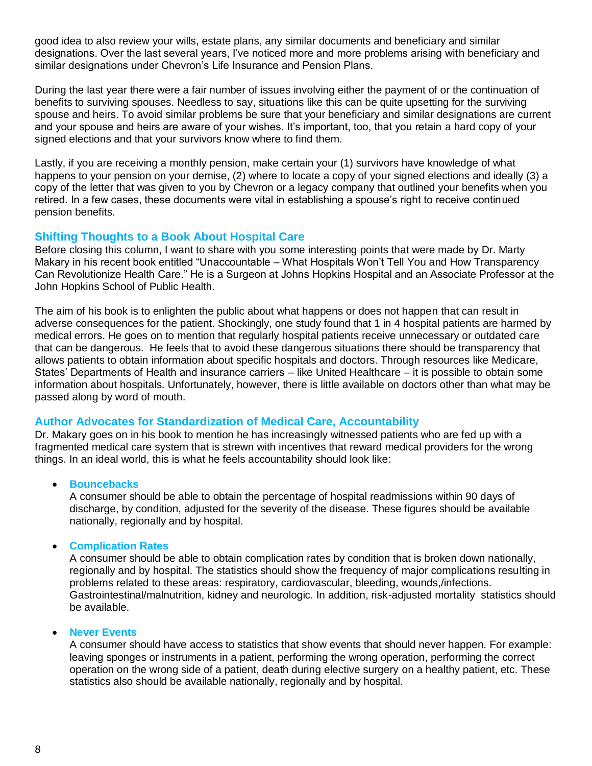good idea to also review your wills, estate plans, any similar documents and beneficiary and similar designations. Over the last several years, I've noticed more and more problems arising with beneficiary and similar designations under Chevron's Life Insurance and Pension Plans.

During the last year there were a fair number of issues involving either the payment of or the continuation of benefits to surviving spouses. Needless to say, situations like this can be quite upsetting for the surviving spouse and heirs. To avoid similar problems be sure that your beneficiary and similar designations are current and your spouse and heirs are aware of your wishes. It's important, too, that you retain a hard copy of your signed elections and that your survivors know where to find them.

Lastly, if you are receiving a monthly pension, make certain your (1) survivors have knowledge of what happens to your pension on your demise, (2) where to locate a copy of your signed elections and ideally (3) a copy of the letter that was given to you by Chevron or a legacy company that outlined your benefits when you retired. In a few cases, these documents were vital in establishing a spouse's right to receive continued pension benefits.

## Shifting Thoughts to a Book About Hospital Care

Before closing this column, I want to share with you some interesting points that were made by Dr. Marty Makary in his recent book entitled "Unaccountable – What Hospitals Won't Tell You and How Transparency Can Revolutionize Health Care." He is a Surgeon at Johns Hopkins Hospital and an Associate Professor at the John Hopkins School of Public Health.

The aim of his book is to enlighten the public about what happens or does not happen that can result in adverse consequences for the patient. Shockingly, one study found that 1 in 4 hospital patients are harmed by medical errors. He goes on to mention that regularly hospital patients receive unnecessary or outdated care that can be dangerous. He feels that to avoid these dangerous situations there should be transparency that allows patients to obtain information about specific hospitals and doctors. Through resources like Medicare, States' Departments of Health and insurance carriers – like United Healthcare – it is possible to obtain some information about hospitals. Unfortunately, however, there is little available on doctors other than what may be passed along by word of mouth.

## Author Advocates for Standardization of Medical Care, Accountability

Dr. Makary goes on in his book to mention he has increasingly witnessed patients who are fed up with a fragmented medical care system that is strewn with incentives that reward medical providers for the wrong things. In an ideal world, this is what he feels accountability should look like:

- **Bouncebacks**
  A consumer should be able to obtain the percentage of hospital readmissions within 90 days of discharge, by condition, adjusted for the severity of the disease. These figures should be available nationally, regionally and by hospital.

- **Complication Rates**
  A consumer should be able to obtain complication rates by condition that is broken down nationally, regionally and by hospital. The statistics should show the frequency of major complications resulting in problems related to these areas: respiratory, cardiovascular, bleeding, wounds,/infections. Gastrointestinal/malnutrition, kidney and neurologic. In addition, risk-adjusted mortality statistics should be available.

- **Never Events**
  A consumer should have access to statistics that show events that should never happen. For example: leaving sponges or instruments in a patient, performing the wrong operation, performing the correct operation on the wrong side of a patient, death during elective surgery on a healthy patient, etc. These statistics also should be available nationally, regionally and by hospital.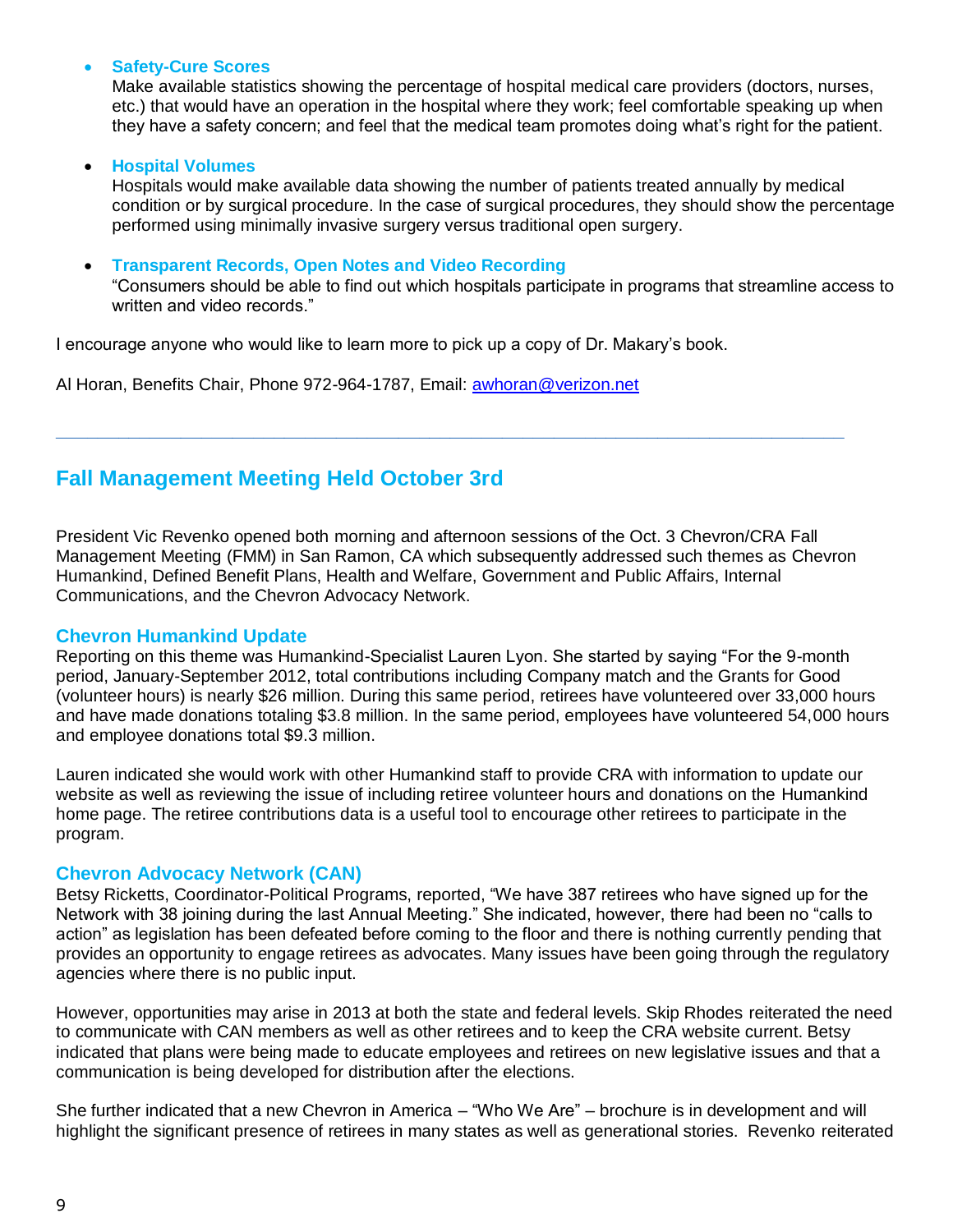- **Safety-Cure Scores**
  Make available statistics showing the percentage of hospital medical care providers (doctors, nurses, etc.) that would have an operation in the hospital where they work; feel comfortable speaking up when they have a safety concern; and feel that the medical team promotes doing what's right for the patient.

- **Hospital Volumes**
  Hospitals would make available data showing the number of patients treated annually by medical condition or by surgical procedure. In the case of surgical procedures, they should show the percentage performed using minimally invasive surgery versus traditional open surgery.

- **Transparent Records, Open Notes and Video Recording**
  "Consumers should be able to find out which hospitals participate in programs that streamline access to written and video records."

I encourage anyone who would like to learn more to pick up a copy of Dr. Makary's book.

Al Horan, Benefits Chair, Phone 972-964-1787, Email: [awhoran@verizon.net](mailto:awhoran@verizon.net)

---

## Fall Management Meeting Held October 3rd

President Vic Revenko opened both morning and afternoon sessions of the Oct. 3 Chevron/CRA Fall Management Meeting (FMM) in San Ramon, CA which subsequently addressed such themes as Chevron Humankind, Defined Benefit Plans, Health and Welfare, Government and Public Affairs, Internal Communications, and the Chevron Advocacy Network.

### Chevron Humankind Update

Reporting on this theme was Humankind-Specialist Lauren Lyon. She started by saying "For the 9-month period, January-September 2012, total contributions including Company match and the Grants for Good (volunteer hours) is nearly $26 million. During this same period, retirees have volunteered over 33,000 hours and have made donations totaling $3.8 million. In the same period, employees have volunteered 54,000 hours and employee donations total $9.3 million.

Lauren indicated she would work with other Humankind staff to provide CRA with information to update our website as well as reviewing the issue of including retiree volunteer hours and donations on the Humankind home page. The retiree contributions data is a useful tool to encourage other retirees to participate in the program.

### Chevron Advocacy Network (CAN)

Betsy Ricketts, Coordinator-Political Programs, reported, "We have 387 retirees who have signed up for the Network with 38 joining during the last Annual Meeting." She indicated, however, there had been no "calls to action" as legislation has been defeated before coming to the floor and there is nothing currently pending that provides an opportunity to engage retirees as advocates. Many issues have been going through the regulatory agencies where there is no public input.

However, opportunities may arise in 2013 at both the state and federal levels. Skip Rhodes reiterated the need to communicate with CAN members as well as other retirees and to keep the CRA website current. Betsy indicated that plans were being made to educate employees and retirees on new legislative issues and that a communication is being developed for distribution after the elections.

She further indicated that a new Chevron in America – "Who We Are" – brochure is in development and will highlight the significant presence of retirees in many states as well as generational stories. Revenko reiterated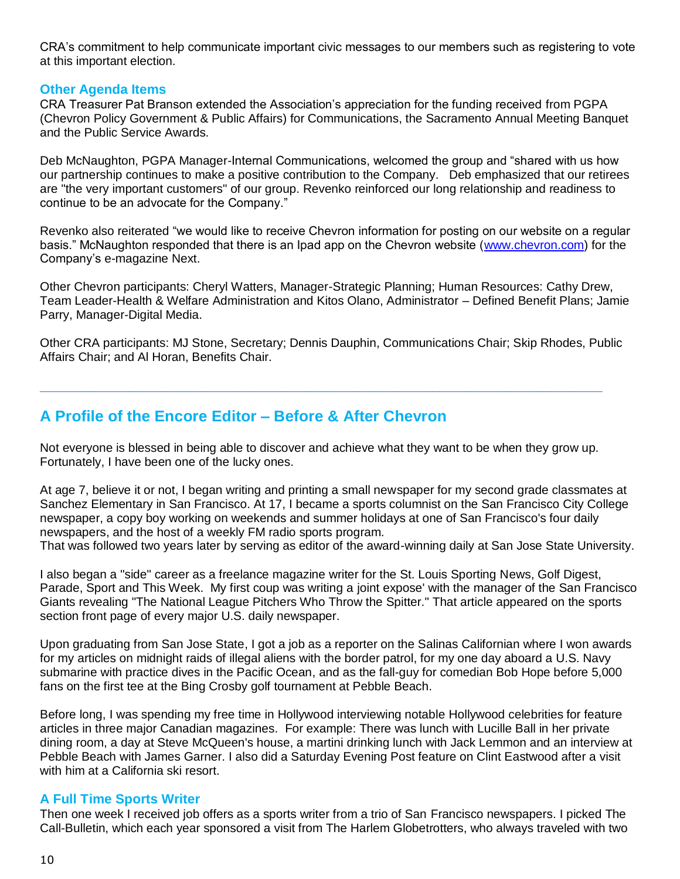CRA's commitment to help communicate important civic messages to our members such as registering to vote at this important election.

### Other Agenda Items

CRA Treasurer Pat Branson extended the Association's appreciation for the funding received from PGPA (Chevron Policy Government & Public Affairs) for Communications, the Sacramento Annual Meeting Banquet and the Public Service Awards.

Deb McNaughton, PGPA Manager-Internal Communications, welcomed the group and "shared with us how our partnership continues to make a positive contribution to the Company.   Deb emphasized that our retirees are "the very important customers" of our group. Revenko reinforced our long relationship and readiness to continue to be an advocate for the Company."

Revenko also reiterated "we would like to receive Chevron information for posting on our website on a regular basis." McNaughton responded that there is an Ipad app on the Chevron website (www.chevron.com) for the Company's e-magazine Next.

Other Chevron participants: Cheryl Watters, Manager-Strategic Planning; Human Resources: Cathy Drew, Team Leader-Health & Welfare Administration and Kitos Olano, Administrator – Defined Benefit Plans; Jamie Parry, Manager-Digital Media.

Other CRA participants: MJ Stone, Secretary; Dennis Dauphin, Communications Chair; Skip Rhodes, Public Affairs Chair; and Al Horan, Benefits Chair.

---

## A Profile of the Encore Editor – Before & After Chevron

Not everyone is blessed in being able to discover and achieve what they want to be when they grow up. Fortunately, I have been one of the lucky ones.

At age 7, believe it or not, I began writing and printing a small newspaper for my second grade classmates at Sanchez Elementary in San Francisco. At 17, I became a sports columnist on the San Francisco City College newspaper, a copy boy working on weekends and summer holidays at one of San Francisco's four daily newspapers, and the host of a weekly FM radio sports program.
That was followed two years later by serving as editor of the award-winning daily at San Jose State University.

I also began a "side" career as a freelance magazine writer for the St. Louis Sporting News, Golf Digest, Parade, Sport and This Week.  My first coup was writing a joint expose' with the manager of the San Francisco Giants revealing "The National League Pitchers Who Throw the Spitter." That article appeared on the sports section front page of every major U.S. daily newspaper.

Upon graduating from San Jose State, I got a job as a reporter on the Salinas Californian where I won awards for my articles on midnight raids of illegal aliens with the border patrol, for my one day aboard a U.S. Navy submarine with practice dives in the Pacific Ocean, and as the fall-guy for comedian Bob Hope before 5,000 fans on the first tee at the Bing Crosby golf tournament at Pebble Beach.

Before long, I was spending my free time in Hollywood interviewing notable Hollywood celebrities for feature articles in three major Canadian magazines.  For example: There was lunch with Lucille Ball in her private dining room, a day at Steve McQueen's house, a martini drinking lunch with Jack Lemmon and an interview at Pebble Beach with James Garner. I also did a Saturday Evening Post feature on Clint Eastwood after a visit with him at a California ski resort.

### A Full Time Sports Writer

Then one week I received job offers as a sports writer from a trio of San Francisco newspapers. I picked The Call-Bulletin, which each year sponsored a visit from The Harlem Globetrotters, who always traveled with two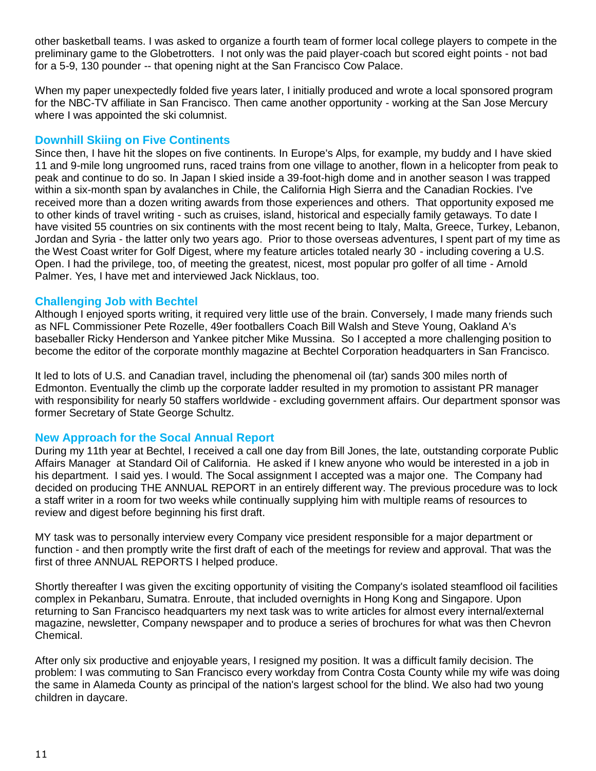other basketball teams. I was asked to organize a fourth team of former local college players to compete in the preliminary game to the Globetrotters. I not only was the paid player-coach but scored eight points - not bad for a 5-9, 130 pounder -- that opening night at the San Francisco Cow Palace.

When my paper unexpectedly folded five years later, I initially produced and wrote a local sponsored program for the NBC-TV affiliate in San Francisco. Then came another opportunity - working at the San Jose Mercury where I was appointed the ski columnist.

### Downhill Skiing on Five Continents

Since then, I have hit the slopes on five continents. In Europe's Alps, for example, my buddy and I have skied 11 and 9-mile long ungroomed runs, raced trains from one village to another, flown in a helicopter from peak to peak and continue to do so. In Japan I skied inside a 39-foot-high dome and in another season I was trapped within a six-month span by avalanches in Chile, the California High Sierra and the Canadian Rockies. I've received more than a dozen writing awards from those experiences and others. That opportunity exposed me to other kinds of travel writing - such as cruises, island, historical and especially family getaways. To date I have visited 55 countries on six continents with the most recent being to Italy, Malta, Greece, Turkey, Lebanon, Jordan and Syria - the latter only two years ago. Prior to those overseas adventures, I spent part of my time as the West Coast writer for Golf Digest, where my feature articles totaled nearly 30 - including covering a U.S. Open. I had the privilege, too, of meeting the greatest, nicest, most popular pro golfer of all time - Arnold Palmer. Yes, I have met and interviewed Jack Nicklaus, too.

### Challenging Job with Bechtel

Although I enjoyed sports writing, it required very little use of the brain. Conversely, I made many friends such as NFL Commissioner Pete Rozelle, 49er footballers Coach Bill Walsh and Steve Young, Oakland A's baseballer Ricky Henderson and Yankee pitcher Mike Mussina. So I accepted a more challenging position to become the editor of the corporate monthly magazine at Bechtel Corporation headquarters in San Francisco.

It led to lots of U.S. and Canadian travel, including the phenomenal oil (tar) sands 300 miles north of Edmonton. Eventually the climb up the corporate ladder resulted in my promotion to assistant PR manager with responsibility for nearly 50 staffers worldwide - excluding government affairs. Our department sponsor was former Secretary of State George Schultz.

### New Approach for the Socal Annual Report

During my 11th year at Bechtel, I received a call one day from Bill Jones, the late, outstanding corporate Public Affairs Manager at Standard Oil of California. He asked if I knew anyone who would be interested in a job in his department. I said yes. I would. The Socal assignment I accepted was a major one. The Company had decided on producing THE ANNUAL REPORT in an entirely different way. The previous procedure was to lock a staff writer in a room for two weeks while continually supplying him with multiple reams of resources to review and digest before beginning his first draft.

MY task was to personally interview every Company vice president responsible for a major department or function - and then promptly write the first draft of each of the meetings for review and approval. That was the first of three ANNUAL REPORTS I helped produce.

Shortly thereafter I was given the exciting opportunity of visiting the Company's isolated steamflood oil facilities complex in Pekanbaru, Sumatra. Enroute, that included overnights in Hong Kong and Singapore. Upon returning to San Francisco headquarters my next task was to write articles for almost every internal/external magazine, newsletter, Company newspaper and to produce a series of brochures for what was then Chevron Chemical.

After only six productive and enjoyable years, I resigned my position. It was a difficult family decision. The problem: I was commuting to San Francisco every workday from Contra Costa County while my wife was doing the same in Alameda County as principal of the nation's largest school for the blind. We also had two young children in daycare.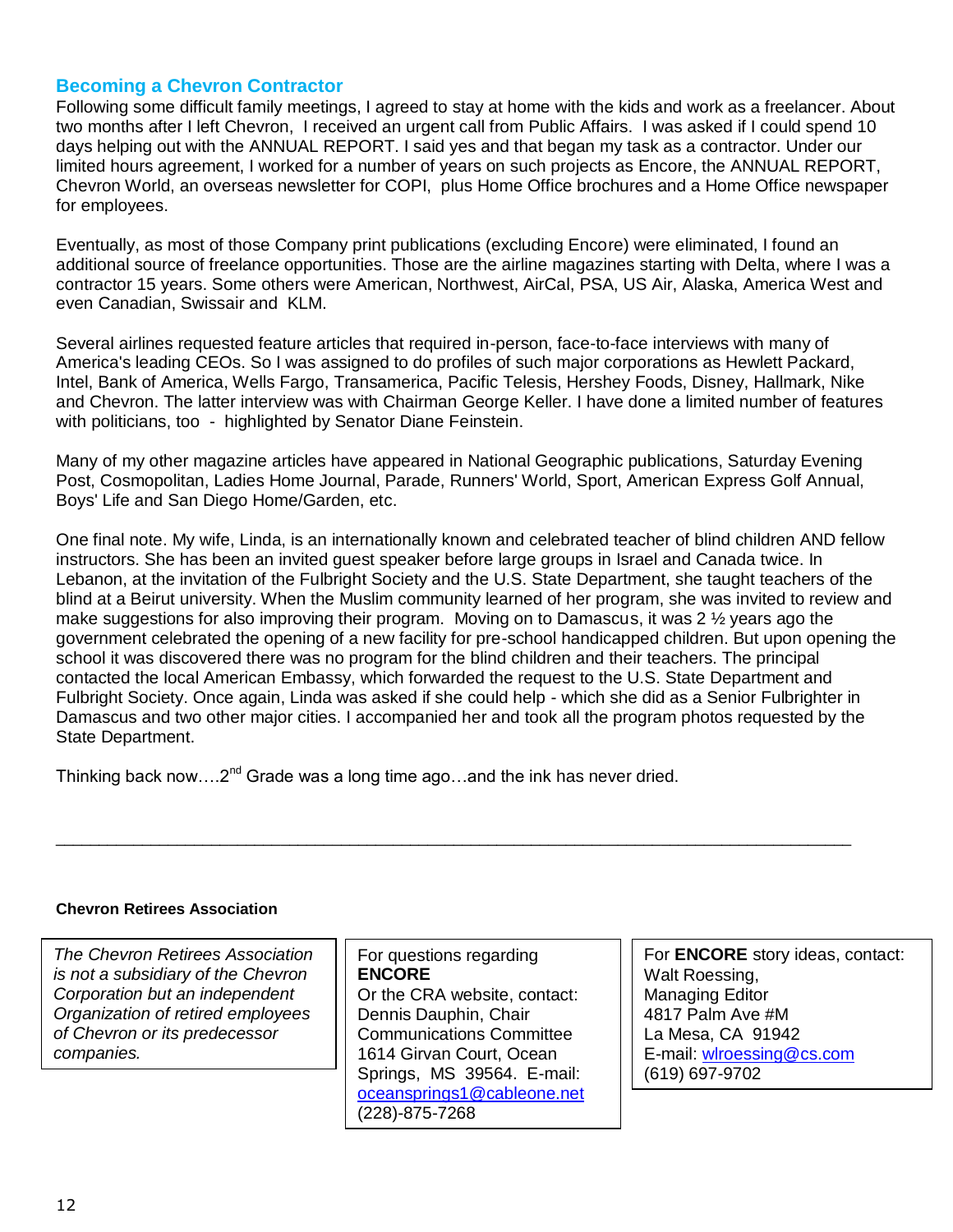## Becoming a Chevron Contractor

Following some difficult family meetings, I agreed to stay at home with the kids and work as a freelancer. About two months after I left Chevron, I received an urgent call from Public Affairs. I was asked if I could spend 10 days helping out with the ANNUAL REPORT. I said yes and that began my task as a contractor. Under our limited hours agreement, I worked for a number of years on such projects as Encore, the ANNUAL REPORT, Chevron World, an overseas newsletter for COPI, plus Home Office brochures and a Home Office newspaper for employees.

Eventually, as most of those Company print publications (excluding Encore) were eliminated, I found an additional source of freelance opportunities. Those are the airline magazines starting with Delta, where I was a contractor 15 years. Some others were American, Northwest, AirCal, PSA, US Air, Alaska, America West and even Canadian, Swissair and KLM.

Several airlines requested feature articles that required in-person, face-to-face interviews with many of America's leading CEOs. So I was assigned to do profiles of such major corporations as Hewlett Packard, Intel, Bank of America, Wells Fargo, Transamerica, Pacific Telesis, Hershey Foods, Disney, Hallmark, Nike and Chevron. The latter interview was with Chairman George Keller. I have done a limited number of features with politicians, too - highlighted by Senator Diane Feinstein.

Many of my other magazine articles have appeared in National Geographic publications, Saturday Evening Post, Cosmopolitan, Ladies Home Journal, Parade, Runners' World, Sport, American Express Golf Annual, Boys' Life and San Diego Home/Garden, etc.

One final note. My wife, Linda, is an internationally known and celebrated teacher of blind children AND fellow instructors. She has been an invited guest speaker before large groups in Israel and Canada twice. In Lebanon, at the invitation of the Fulbright Society and the U.S. State Department, she taught teachers of the blind at a Beirut university. When the Muslim community learned of her program, she was invited to review and make suggestions for also improving their program. Moving on to Damascus, it was 2 ½ years ago the government celebrated the opening of a new facility for pre-school handicapped children. But upon opening the school it was discovered there was no program for the blind children and their teachers. The principal contacted the local American Embassy, which forwarded the request to the U.S. State Department and Fulbright Society. Once again, Linda was asked if she could help - which she did as a Senior Fulbrighter in Damascus and two other major cities. I accompanied her and took all the program photos requested by the State Department.

Thinking back now….2nd Grade was a long time ago…and the ink has never dried.

---

**Chevron Retirees Association**

*The Chevron Retirees Association is not a subsidiary of the Chevron Corporation but an independent Organization of retired employees of Chevron or its predecessor companies.*

For questions regarding **ENCORE**
Or the CRA website, contact:
Dennis Dauphin, Chair
Communications Committee
1614 Girvan Court, Ocean Springs, MS 39564. E-mail: oceansprings1@cableone.net
(228)-875-7268

For **ENCORE** story ideas, contact:
Walt Roessing,
Managing Editor
4817 Palm Ave #M
La Mesa, CA 91942
E-mail: wlroessing@cs.com
(619) 697-9702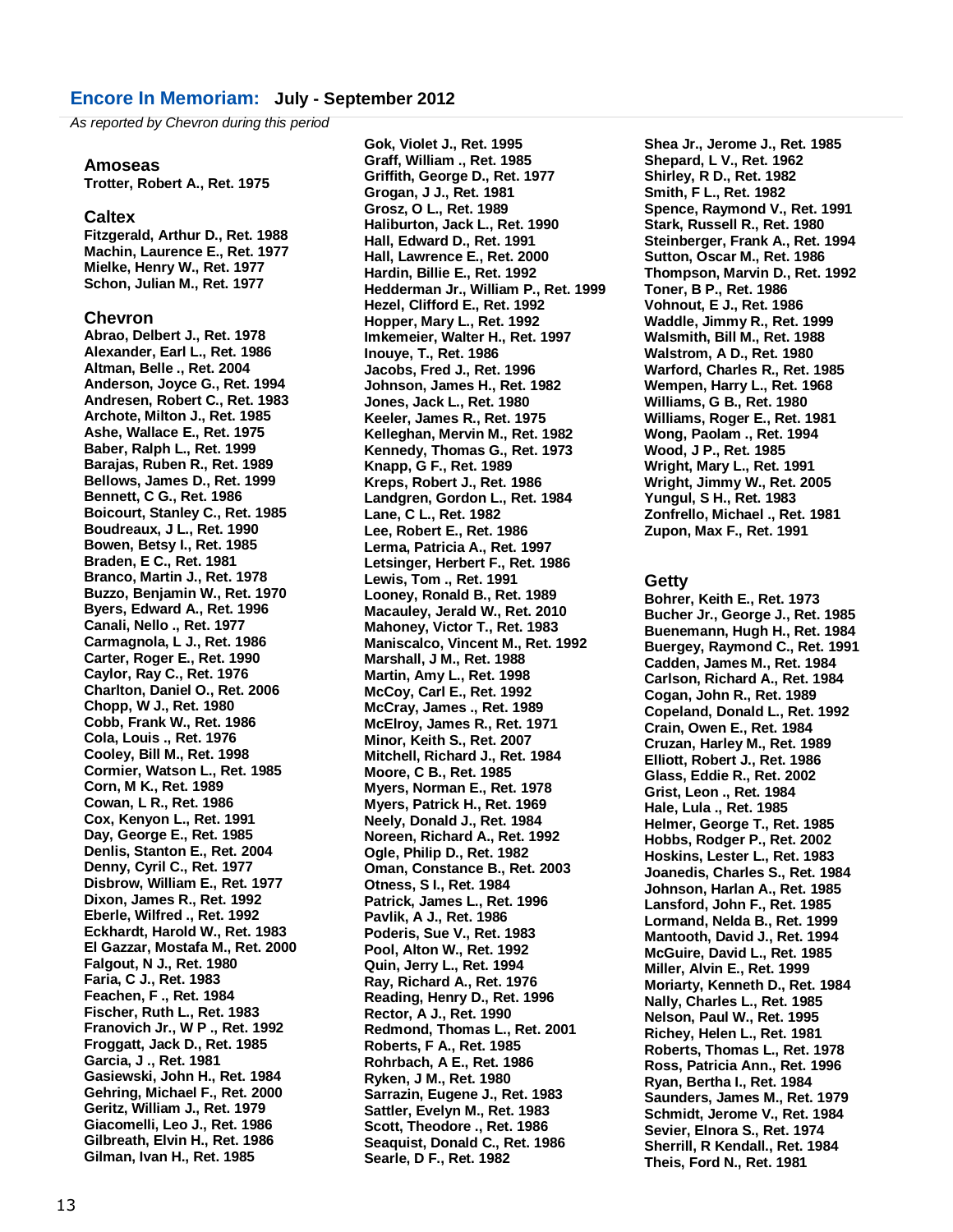## Encore In Memoriam: July - September 2012

*As reported by Chevron during this period*

### Amoseas

Trotter, Robert A., Ret. 1975

### Caltex

Fitzgerald, Arthur D., Ret. 1988
Machin, Laurence E., Ret. 1977
Mielke, Henry W., Ret. 1977
Schon, Julian M., Ret. 1977

### Chevron

Abrao, Delbert J., Ret. 1978
Alexander, Earl L., Ret. 1986
Altman, Belle ., Ret. 2004
Anderson, Joyce G., Ret. 1994
Andresen, Robert C., Ret. 1983
Archote, Milton J., Ret. 1985
Ashe, Wallace E., Ret. 1975
Baber, Ralph L., Ret. 1999
Barajas, Ruben R., Ret. 1989
Bellows, James D., Ret. 1999
Bennett, C G., Ret. 1986
Boicourt, Stanley C., Ret. 1985
Boudreaux, J L., Ret. 1990
Bowen, Betsy I., Ret. 1985
Braden, E C., Ret. 1981
Branco, Martin J., Ret. 1978
Buzzo, Benjamin W., Ret. 1970
Byers, Edward A., Ret. 1996
Canali, Nello ., Ret. 1977
Carmagnola, L J., Ret. 1986
Carter, Roger E., Ret. 1990
Caylor, Ray C., Ret. 1976
Charlton, Daniel O., Ret. 2006
Chopp, W J., Ret. 1980
Cobb, Frank W., Ret. 1986
Cola, Louis ., Ret. 1976
Cooley, Bill M., Ret. 1998
Cormier, Watson L., Ret. 1985
Corn, M K., Ret. 1989
Cowan, L R., Ret. 1986
Cox, Kenyon L., Ret. 1991
Day, George E., Ret. 1985
Denlis, Stanton E., Ret. 2004
Denny, Cyril C., Ret. 1977
Disbrow, William E., Ret. 1977
Dixon, James R., Ret. 1992
Eberle, Wilfred ., Ret. 1992
Eckhardt, Harold W., Ret. 1983
El Gazzar, Mostafa M., Ret. 2000
Falgout, N J., Ret. 1980
Faria, C J., Ret. 1983
Feachen, F ., Ret. 1984
Fischer, Ruth L., Ret. 1983
Franovich Jr., W P ., Ret. 1992
Froggatt, Jack D., Ret. 1985
Garcia, J ., Ret. 1981
Gasiewski, John H., Ret. 1984
Gehring, Michael F., Ret. 2000
Geritz, William J., Ret. 1979
Giacomelli, Leo J., Ret. 1986
Gilbreath, Elvin H., Ret. 1986
Gilman, Ivan H., Ret. 1985
Gok, Violet J., Ret. 1995
Graff, William ., Ret. 1985
Griffith, George D., Ret. 1977
Grogan, J J., Ret. 1981
Grosz, O L., Ret. 1989
Haliburton, Jack L., Ret. 1990
Hall, Edward D., Ret. 1991
Hall, Lawrence E., Ret. 2000
Hardin, Billie E., Ret. 1992
Hedderman Jr., William P., Ret. 1999
Hezel, Clifford E., Ret. 1992
Hopper, Mary L., Ret. 1992
Imkemeier, Walter H., Ret. 1997
Inouye, T., Ret. 1986
Jacobs, Fred J., Ret. 1996
Johnson, James H., Ret. 1982
Jones, Jack L., Ret. 1980
Keeler, James R., Ret. 1975
Kelleghan, Mervin M., Ret. 1982
Kennedy, Thomas G., Ret. 1973
Knapp, G F., Ret. 1989
Kreps, Robert J., Ret. 1986
Landgren, Gordon L., Ret. 1984
Lane, C L., Ret. 1982
Lee, Robert E., Ret. 1986
Lerma, Patricia A., Ret. 1997
Letsinger, Herbert F., Ret. 1986
Lewis, Tom ., Ret. 1991
Looney, Ronald B., Ret. 1989
Macauley, Jerald W., Ret. 2010
Mahoney, Victor T., Ret. 1983
Maniscalco, Vincent M., Ret. 1992
Marshall, J M., Ret. 1988
Martin, Amy L., Ret. 1998
McCoy, Carl E., Ret. 1992
McCray, James ., Ret. 1989
McElroy, James R., Ret. 1971
Minor, Keith S., Ret. 2007
Mitchell, Richard J., Ret. 1984
Moore, C B., Ret. 1985
Myers, Norman E., Ret. 1978
Myers, Patrick H., Ret. 1969
Neely, Donald J., Ret. 1984
Noreen, Richard A., Ret. 1992
Ogle, Philip D., Ret. 1982
Oman, Constance B., Ret. 2003
Otness, S I., Ret. 1984
Patrick, James L., Ret. 1996
Pavlik, A J., Ret. 1986
Poderis, Sue V., Ret. 1983
Pool, Alton W., Ret. 1992
Quin, Jerry L., Ret. 1994
Ray, Richard A., Ret. 1976
Reading, Henry D., Ret. 1996
Rector, A J., Ret. 1990
Redmond, Thomas L., Ret. 2001
Roberts, F A., Ret. 1985
Rohrbach, A E., Ret. 1986
Ryken, J M., Ret. 1980
Sarrazin, Eugene J., Ret. 1983
Sattler, Evelyn M., Ret. 1983
Scott, Theodore ., Ret. 1986
Seaquist, Donald C., Ret. 1986
Searle, D F., Ret. 1982
Shea Jr., Jerome J., Ret. 1985
Shepard, L V., Ret. 1962
Shirley, R D., Ret. 1982
Smith, F L., Ret. 1982
Spence, Raymond V., Ret. 1991
Stark, Russell R., Ret. 1980
Steinberger, Frank A., Ret. 1994
Sutton, Oscar M., Ret. 1986
Thompson, Marvin D., Ret. 1992
Toner, B P., Ret. 1986
Vohnout, E J., Ret. 1986
Waddle, Jimmy R., Ret. 1999
Walsmith, Bill M., Ret. 1988
Walstrom, A D., Ret. 1980
Warford, Charles R., Ret. 1985
Wempen, Harry L., Ret. 1968
Williams, G B., Ret. 1980
Williams, Roger E., Ret. 1981
Wong, Paolam ., Ret. 1994
Wood, J P., Ret. 1985
Wright, Mary L., Ret. 1991
Wright, Jimmy W., Ret. 2005
Yungul, S H., Ret. 1983
Zonfrello, Michael ., Ret. 1981
Zupon, Max F., Ret. 1991

### Getty

Bohrer, Keith E., Ret. 1973
Bucher Jr., George J., Ret. 1985
Buenemann, Hugh H., Ret. 1984
Buergey, Raymond C., Ret. 1991
Cadden, James M., Ret. 1984
Carlson, Richard A., Ret. 1984
Cogan, John R., Ret. 1989
Copeland, Donald L., Ret. 1992
Crain, Owen E., Ret. 1984
Cruzan, Harley M., Ret. 1989
Elliott, Robert J., Ret. 1986
Glass, Eddie R., Ret. 2002
Grist, Leon ., Ret. 1984
Hale, Lula ., Ret. 1985
Helmer, George T., Ret. 1985
Hobbs, Rodger P., Ret. 2002
Hoskins, Lester L., Ret. 1983
Joanedis, Charles S., Ret. 1984
Johnson, Harlan A., Ret. 1985
Lansford, John F., Ret. 1985
Lormand, Nelda B., Ret. 1999
Mantooth, David J., Ret. 1994
McGuire, David L., Ret. 1985
Miller, Alvin E., Ret. 1999
Moriarty, Kenneth D., Ret. 1984
Nally, Charles L., Ret. 1985
Nelson, Paul W., Ret. 1995
Richey, Helen L., Ret. 1981
Roberts, Thomas L., Ret. 1978
Ross, Patricia Ann., Ret. 1996
Ryan, Bertha I., Ret. 1984
Saunders, James M., Ret. 1979
Schmidt, Jerome V., Ret. 1984
Sevier, Elnora S., Ret. 1974
Sherrill, R Kendall., Ret. 1984
Theis, Ford N., Ret. 1981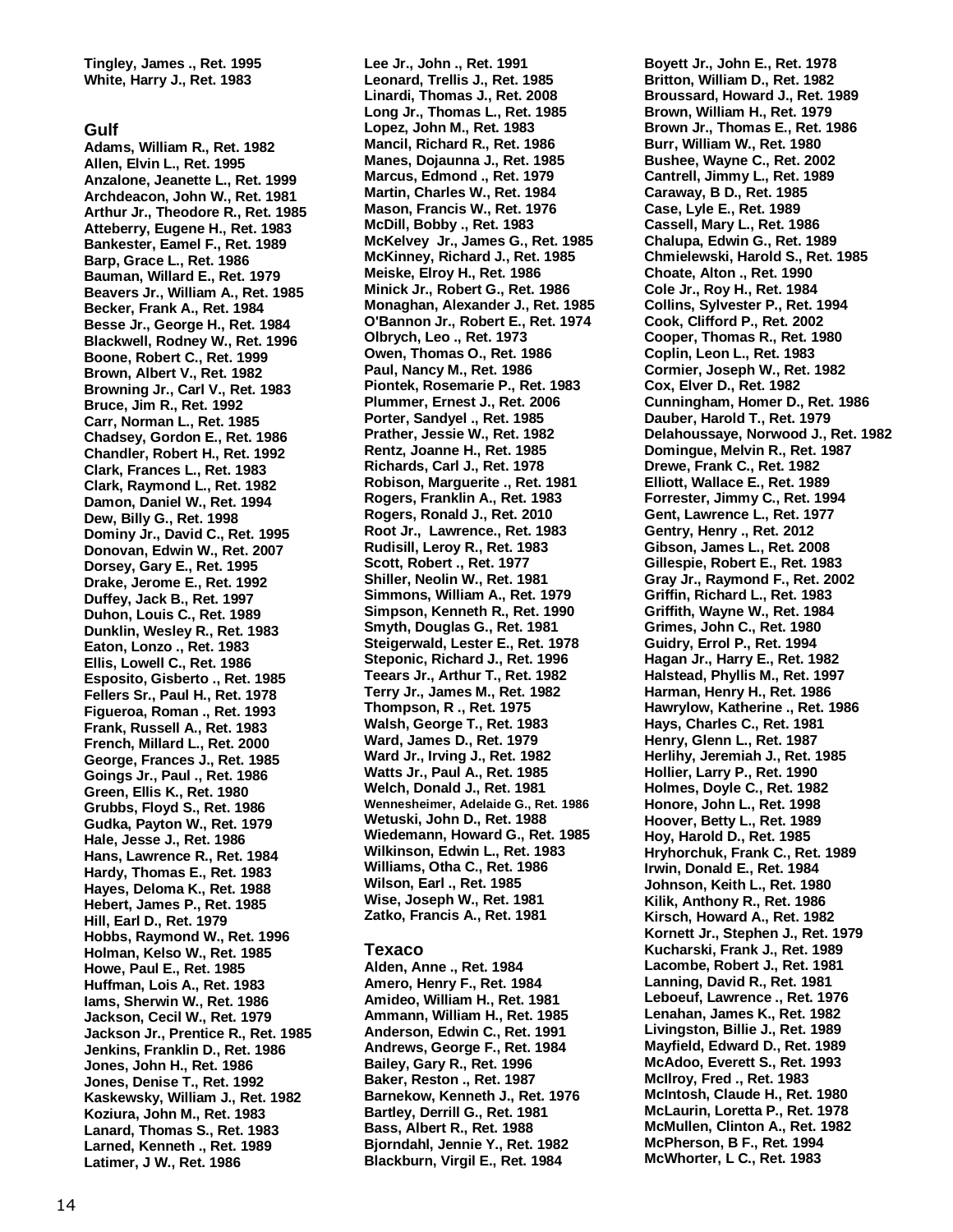Tingley, James ., Ret. 1995
White, Harry J., Ret. 1983

## Gulf

Adams, William R., Ret. 1982
Allen, Elvin L., Ret. 1995
Anzalone, Jeanette L., Ret. 1999
Archdeacon, John W., Ret. 1981
Arthur Jr., Theodore R., Ret. 1985
Atteberry, Eugene H., Ret. 1983
Bankester, Eamel F., Ret. 1989
Barp, Grace L., Ret. 1986
Bauman, Willard E., Ret. 1979
Beavers Jr., William A., Ret. 1985
Becker, Frank A., Ret. 1984
Besse Jr., George H., Ret. 1984
Blackwell, Rodney W., Ret. 1996
Boone, Robert C., Ret. 1999
Brown, Albert V., Ret. 1982
Browning Jr., Carl V., Ret. 1983
Bruce, Jim R., Ret. 1992
Carr, Norman L., Ret. 1985
Chadsey, Gordon E., Ret. 1986
Chandler, Robert H., Ret. 1992
Clark, Frances L., Ret. 1983
Clark, Raymond L., Ret. 1982
Damon, Daniel W., Ret. 1994
Dew, Billy G., Ret. 1998
Dominy Jr., David C., Ret. 1995
Donovan, Edwin W., Ret. 2007
Dorsey, Gary E., Ret. 1995
Drake, Jerome E., Ret. 1992
Duffey, Jack B., Ret. 1997
Duhon, Louis C., Ret. 1989
Dunklin, Wesley R., Ret. 1983
Eaton, Lonzo ., Ret. 1983
Ellis, Lowell C., Ret. 1986
Esposito, Gisberto ., Ret. 1985
Fellers Sr., Paul H., Ret. 1978
Figueroa, Roman ., Ret. 1993
Frank, Russell A., Ret. 1983
French, Millard L., Ret. 2000
George, Frances J., Ret. 1985
Goings Jr., Paul ., Ret. 1986
Green, Ellis K., Ret. 1980
Grubbs, Floyd S., Ret. 1986
Gudka, Payton W., Ret. 1979
Hale, Jesse J., Ret. 1986
Hans, Lawrence R., Ret. 1984
Hardy, Thomas E., Ret. 1983
Hayes, Deloma K., Ret. 1988
Hebert, James P., Ret. 1985
Hill, Earl D., Ret. 1979
Hobbs, Raymond W., Ret. 1996
Holman, Kelso W., Ret. 1985
Howe, Paul E., Ret. 1985
Huffman, Lois A., Ret. 1983
Iams, Sherwin W., Ret. 1986
Jackson, Cecil W., Ret. 1979
Jackson Jr., Prentice R., Ret. 1985
Jenkins, Franklin D., Ret. 1986
Jones, John H., Ret. 1986
Jones, Denise T., Ret. 1992
Kaskewsky, William J., Ret. 1982
Koziura, John M., Ret. 1983
Lanard, Thomas S., Ret. 1983
Larned, Kenneth ., Ret. 1989
Latimer, J W., Ret. 1986
Lee Jr., John ., Ret. 1991
Leonard, Trellis J., Ret. 1985
Linardi, Thomas J., Ret. 2008
Long Jr., Thomas L., Ret. 1985
Lopez, John M., Ret. 1983
Mancil, Richard R., Ret. 1986
Manes, Dojaunna J., Ret. 1985
Marcus, Edmond ., Ret. 1979
Martin, Charles W., Ret. 1984
Mason, Francis W., Ret. 1976
McDill, Bobby ., Ret. 1983
McKelvey Jr., James G., Ret. 1985
McKinney, Richard J., Ret. 1985
Meiske, Elroy H., Ret. 1986
Minick Jr., Robert G., Ret. 1986
Monaghan, Alexander J., Ret. 1985
O'Bannon Jr., Robert E., Ret. 1974
Olbrych, Leo ., Ret. 1973
Owen, Thomas O., Ret. 1986
Paul, Nancy M., Ret. 1986
Piontek, Rosemarie P., Ret. 1983
Plummer, Ernest J., Ret. 2006
Porter, Sandyel ., Ret. 1985
Prather, Jessie W., Ret. 1982
Rentz, Joanne H., Ret. 1985
Richards, Carl J., Ret. 1978
Robison, Marguerite ., Ret. 1981
Rogers, Franklin A., Ret. 1983
Rogers, Ronald J., Ret. 2010
Root Jr., Lawrence., Ret. 1983
Rudisill, Leroy R., Ret. 1983
Scott, Robert ., Ret. 1977
Shiller, Neolin W., Ret. 1981
Simmons, William A., Ret. 1979
Simpson, Kenneth R., Ret. 1990
Smyth, Douglas G., Ret. 1981
Steigerwald, Lester E., Ret. 1978
Steponic, Richard J., Ret. 1996
Teears Jr., Arthur T., Ret. 1982
Terry Jr., James M., Ret. 1982
Thompson, R ., Ret. 1975
Walsh, George T., Ret. 1983
Ward, James D., Ret. 1979
Ward Jr., Irving J., Ret. 1982
Watts Jr., Paul A., Ret. 1985
Welch, Donald J., Ret. 1981
Wennesheimer, Adelaide G., Ret. 1986
Wetuski, John D., Ret. 1988
Wiedemann, Howard G., Ret. 1985
Wilkinson, Edwin L., Ret. 1983
Williams, Otha C., Ret. 1986
Wilson, Earl ., Ret. 1985
Wise, Joseph W., Ret. 1981
Zatko, Francis A., Ret. 1981

## Texaco

Alden, Anne ., Ret. 1984
Amero, Henry F., Ret. 1984
Amideo, William H., Ret. 1981
Ammann, William H., Ret. 1985
Anderson, Edwin C., Ret. 1991
Andrews, George F., Ret. 1984
Bailey, Gary R., Ret. 1996
Baker, Reston ., Ret. 1987
Barnekow, Kenneth J., Ret. 1976
Bartley, Derrill G., Ret. 1981
Bass, Albert R., Ret. 1988
Bjorndahl, Jennie Y., Ret. 1982
Blackburn, Virgil E., Ret. 1984
Boyett Jr., John E., Ret. 1978
Britton, William D., Ret. 1982
Broussard, Howard J., Ret. 1989
Brown, William H., Ret. 1979
Brown Jr., Thomas E., Ret. 1986
Burr, William W., Ret. 1980
Bushee, Wayne C., Ret. 2002
Cantrell, Jimmy L., Ret. 1989
Caraway, B D., Ret. 1985
Case, Lyle E., Ret. 1989
Cassell, Mary L., Ret. 1986
Chalupa, Edwin G., Ret. 1989
Chmielewski, Harold S., Ret. 1985
Choate, Alton ., Ret. 1990
Cole Jr., Roy H., Ret. 1984
Collins, Sylvester P., Ret. 1994
Cook, Clifford P., Ret. 2002
Cooper, Thomas R., Ret. 1980
Coplin, Leon L., Ret. 1983
Cormier, Joseph W., Ret. 1982
Cox, Elver D., Ret. 1982
Cunningham, Homer D., Ret. 1986
Dauber, Harold T., Ret. 1979
Delahoussaye, Norwood J., Ret. 1982
Domingue, Melvin R., Ret. 1987
Drewe, Frank C., Ret. 1982
Elliott, Wallace E., Ret. 1989
Forrester, Jimmy C., Ret. 1994
Gent, Lawrence L., Ret. 1977
Gentry, Henry ., Ret. 2012
Gibson, James L., Ret. 2008
Gillespie, Robert E., Ret. 1983
Gray Jr., Raymond F., Ret. 2002
Griffin, Richard L., Ret. 1983
Griffith, Wayne W., Ret. 1984
Grimes, John C., Ret. 1980
Guidry, Errol P., Ret. 1994
Hagan Jr., Harry E., Ret. 1982
Halstead, Phyllis M., Ret. 1997
Harman, Henry H., Ret. 1986
Hawrylow, Katherine ., Ret. 1986
Hays, Charles C., Ret. 1981
Henry, Glenn L., Ret. 1987
Herlihy, Jeremiah J., Ret. 1985
Hollier, Larry P., Ret. 1990
Holmes, Doyle C., Ret. 1982
Honore, John L., Ret. 1998
Hoover, Betty L., Ret. 1989
Hoy, Harold D., Ret. 1985
Hryhorchuk, Frank C., Ret. 1989
Irwin, Donald E., Ret. 1984
Johnson, Keith L., Ret. 1980
Kilik, Anthony R., Ret. 1986
Kirsch, Howard A., Ret. 1982
Kornett Jr., Stephen J., Ret. 1979
Kucharski, Frank J., Ret. 1989
Lacombe, Robert J., Ret. 1981
Lanning, David R., Ret. 1981
Leboeuf, Lawrence ., Ret. 1976
Lenahan, James K., Ret. 1982
Livingston, Billie J., Ret. 1989
Mayfield, Edward D., Ret. 1989
McAdoo, Everett S., Ret. 1993
McIlroy, Fred ., Ret. 1983
McIntosh, Claude H., Ret. 1980
McLaurin, Loretta P., Ret. 1978
McMullen, Clinton A., Ret. 1982
McPherson, B F., Ret. 1994
McWhorter, L C., Ret. 1983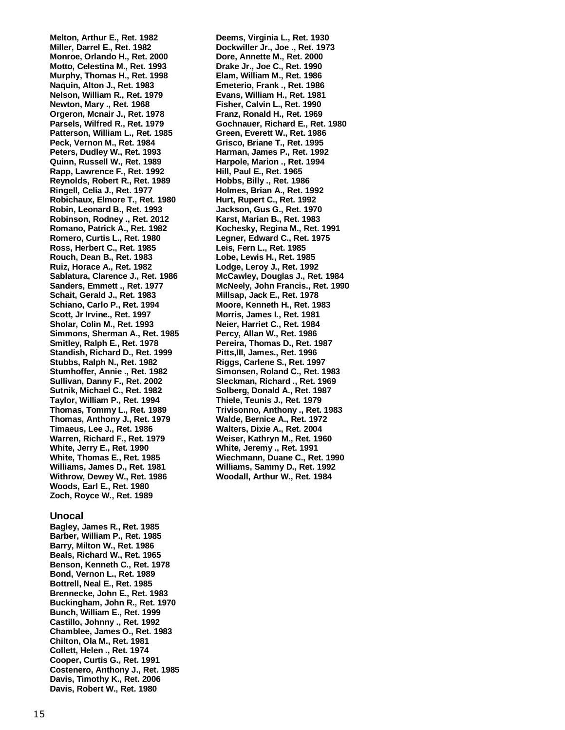**Melton, Arthur E., Ret. 1982**
**Miller, Darrel E., Ret. 1982**
**Monroe, Orlando H., Ret. 2000**
**Motto, Celestina M., Ret. 1993**
**Murphy, Thomas H., Ret. 1998**
**Naquin, Alton J., Ret. 1983**
**Nelson, William R., Ret. 1979**
**Newton, Mary ., Ret. 1968**
**Orgeron, Mcnair J., Ret. 1978**
**Parsels, Wilfred R., Ret. 1979**
**Patterson, William L., Ret. 1985**
**Peck, Vernon M., Ret. 1984**
**Peters, Dudley W., Ret. 1993**
**Quinn, Russell W., Ret. 1989**
**Rapp, Lawrence F., Ret. 1992**
**Reynolds, Robert R., Ret. 1989**
**Ringell, Celia J., Ret. 1977**
**Robichaux, Elmore T., Ret. 1980**
**Robin, Leonard B., Ret. 1993**
**Robinson, Rodney ., Ret. 2012**
**Romano, Patrick A., Ret. 1982**
**Romero, Curtis L., Ret. 1980**
**Ross, Herbert C., Ret. 1985**
**Rouch, Dean B., Ret. 1983**
**Ruiz, Horace A., Ret. 1982**
**Sablatura, Clarence J., Ret. 1986**
**Sanders, Emmett ., Ret. 1977**
**Schait, Gerald J., Ret. 1983**
**Schiano, Carlo P., Ret. 1994**
**Scott, Jr Irvine., Ret. 1997**
**Sholar, Colin M., Ret. 1993**
**Simmons, Sherman A., Ret. 1985**
**Smitley, Ralph E., Ret. 1978**
**Standish, Richard D., Ret. 1999**
**Stubbs, Ralph N., Ret. 1982**
**Stumhoffer, Annie ., Ret. 1982**
**Sullivan, Danny F., Ret. 2002**
**Sutnik, Michael C., Ret. 1982**
**Taylor, William P., Ret. 1994**
**Thomas, Tommy L., Ret. 1989**
**Thomas, Anthony J., Ret. 1979**
**Timaeus, Lee J., Ret. 1986**
**Warren, Richard F., Ret. 1979**
**White, Jerry E., Ret. 1990**
**White, Thomas E., Ret. 1985**
**Williams, James D., Ret. 1981**
**Withrow, Dewey W., Ret. 1986**
**Woods, Earl E., Ret. 1980**
**Zoch, Royce W., Ret. 1989**

### Unocal

**Bagley, James R., Ret. 1985**
**Barber, William P., Ret. 1985**
**Barry, Milton W., Ret. 1986**
**Beals, Richard W., Ret. 1965**
**Benson, Kenneth C., Ret. 1978**
**Bond, Vernon L., Ret. 1989**
**Bottrell, Neal E., Ret. 1985**
**Brennecke, John E., Ret. 1983**
**Buckingham, John R., Ret. 1970**
**Bunch, William E., Ret. 1999**
**Castillo, Johnny ., Ret. 1992**
**Chamblee, James O., Ret. 1983**
**Chilton, Ola M., Ret. 1981**
**Collett, Helen ., Ret. 1974**
**Cooper, Curtis G., Ret. 1991**
**Costenero, Anthony J., Ret. 1985**
**Davis, Timothy K., Ret. 2006**
**Davis, Robert W., Ret. 1980**
**Deems, Virginia L., Ret. 1930**
**Dockwiller Jr., Joe ., Ret. 1973**
**Dore, Annette M., Ret. 2000**
**Drake Jr., Joe C., Ret. 1990**
**Elam, William M., Ret. 1986**
**Emeterio, Frank ., Ret. 1986**
**Evans, William H., Ret. 1981**
**Fisher, Calvin L., Ret. 1990**
**Franz, Ronald H., Ret. 1969**
**Gochnauer, Richard E., Ret. 1980**
**Green, Everett W., Ret. 1986**
**Grisco, Briane T., Ret. 1995**
**Harman, James P., Ret. 1992**
**Harpole, Marion ., Ret. 1994**
**Hill, Paul E., Ret. 1965**
**Hobbs, Billy ., Ret. 1986**
**Holmes, Brian A., Ret. 1992**
**Hurt, Rupert C., Ret. 1992**
**Jackson, Gus G., Ret. 1970**
**Karst, Marian B., Ret. 1983**
**Kochesky, Regina M., Ret. 1991**
**Legner, Edward C., Ret. 1975**
**Leis, Fern L., Ret. 1985**
**Lobe, Lewis H., Ret. 1985**
**Lodge, Leroy J., Ret. 1992**
**McCawley, Douglas J., Ret. 1984**
**McNeely, John Francis., Ret. 1990**
**Millsap, Jack E., Ret. 1978**
**Moore, Kenneth H., Ret. 1983**
**Morris, James I., Ret. 1981**
**Neier, Harriet C., Ret. 1984**
**Percy, Allan W., Ret. 1986**
**Pereira, Thomas D., Ret. 1987**
**Pitts,III, James., Ret. 1996**
**Riggs, Carlene S., Ret. 1997**
**Simonsen, Roland C., Ret. 1983**
**Sleckman, Richard ., Ret. 1969**
**Solberg, Donald A., Ret. 1987**
**Thiele, Teunis J., Ret. 1979**
**Trivisonno, Anthony ., Ret. 1983**
**Walde, Bernice A., Ret. 1972**
**Walters, Dixie A., Ret. 2004**
**Weiser, Kathryn M., Ret. 1960**
**White, Jeremy ., Ret. 1991**
**Wiechmann, Duane C., Ret. 1990**
**Williams, Sammy D., Ret. 1992**
**Woodall, Arthur W., Ret. 1984**